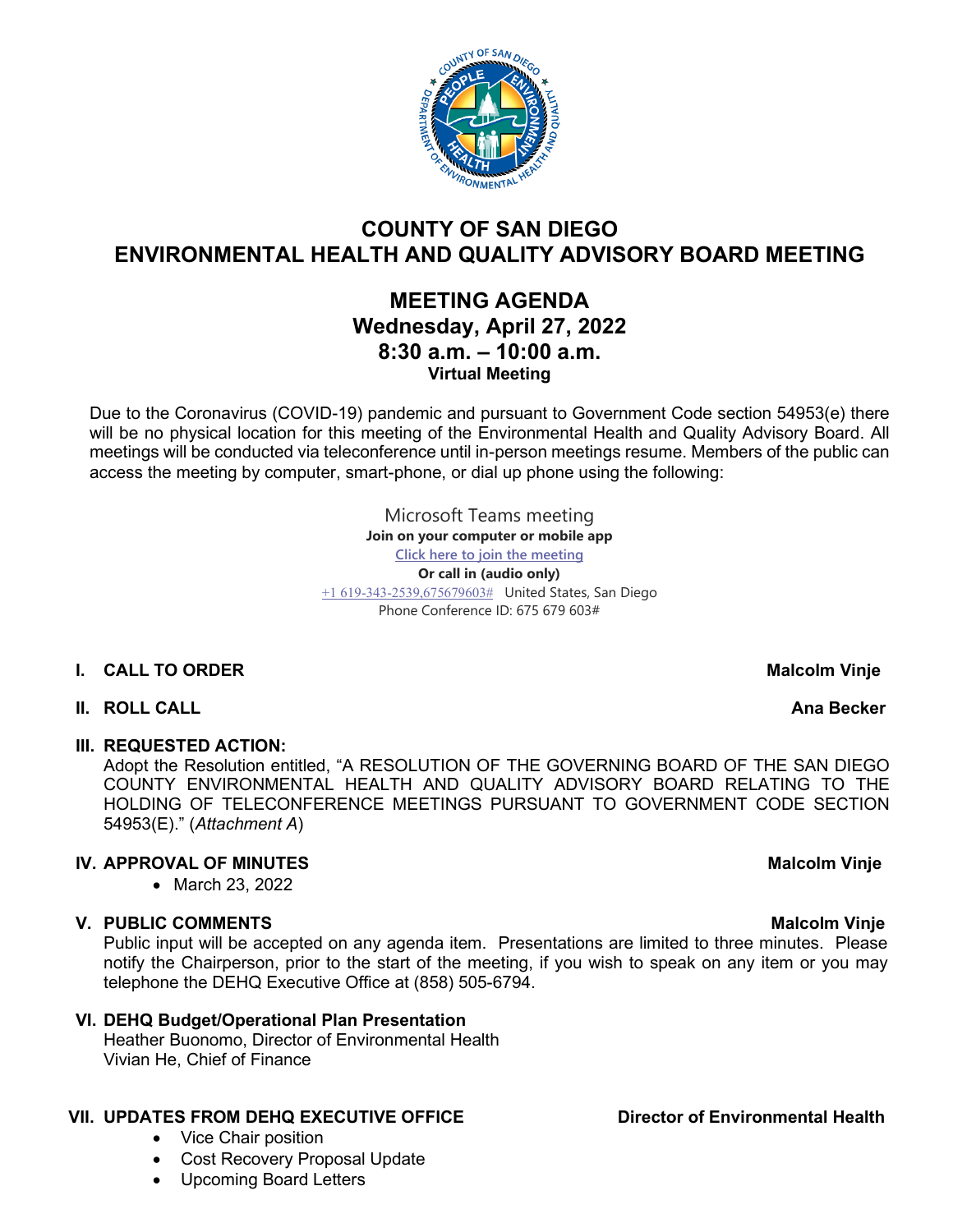# COUNTY OF SAN DIEGO
# ENVIRONMENTAL HEALTH AND QUALITY ADVISORY BOARD MEETING

## MEETING AGENDA
## Wednesday, April 27, 2022
## 8:30 a.m. – 10:00 a.m.
**Virtual Meeting**

Due to the Coronavirus (COVID-19) pandemic and pursuant to Government Code section 54953(e) there will be no physical location for this meeting of the Environmental Health and Quality Advisory Board. All meetings will be conducted via teleconference until in-person meetings resume. Members of the public can access the meeting by computer, smart-phone, or dial up phone using the following:

Microsoft Teams meeting
**Join on your computer or mobile app**
Click here to join the meeting
**Or call in (audio only)**
+1 619-343-2539,675679603# United States, San Diego
Phone Conference ID: 675 679 603#

**I. CALL TO ORDER** — **Malcolm Vinje**

**II. ROLL CALL** — **Ana Becker**

**III. REQUESTED ACTION:**
Adopt the Resolution entitled, "A RESOLUTION OF THE GOVERNING BOARD OF THE SAN DIEGO COUNTY ENVIRONMENTAL HEALTH AND QUALITY ADVISORY BOARD RELATING TO THE HOLDING OF TELECONFERENCE MEETINGS PURSUANT TO GOVERNMENT CODE SECTION 54953(E)." (*Attachment A*)

**IV. APPROVAL OF MINUTES** — **Malcolm Vinje**
- March 23, 2022

**V. PUBLIC COMMENTS** — **Malcolm Vinje**
Public input will be accepted on any agenda item. Presentations are limited to three minutes. Please notify the Chairperson, prior to the start of the meeting, if you wish to speak on any item or you may telephone the DEHQ Executive Office at (858) 505-6794.

**VI. DEHQ Budget/Operational Plan Presentation**
Heather Buonomo, Director of Environmental Health
Vivian He, Chief of Finance

**VII. UPDATES FROM DEHQ EXECUTIVE OFFICE** — **Director of Environmental Health**
- Vice Chair position
- Cost Recovery Proposal Update
- Upcoming Board Letters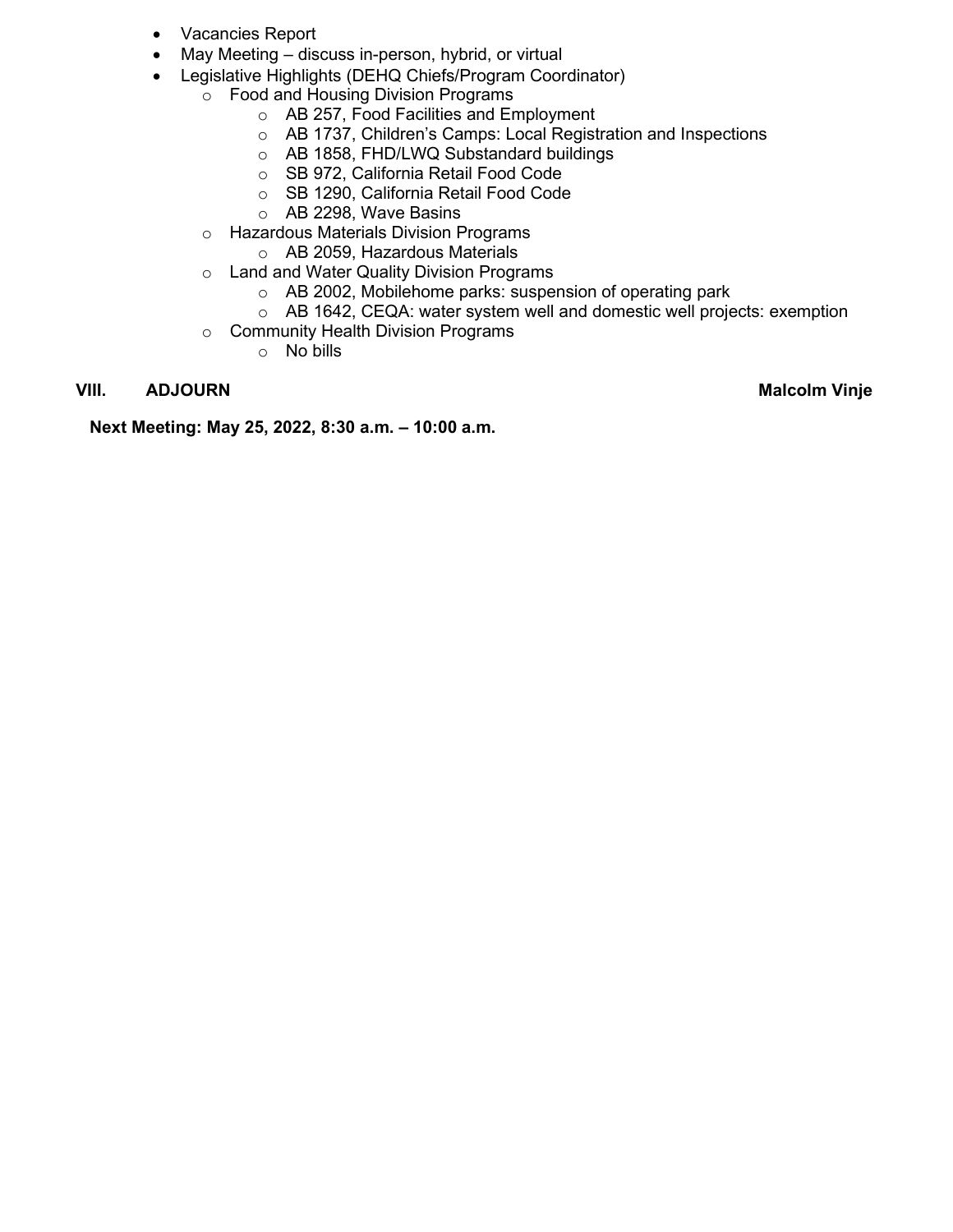- Vacancies Report
- May Meeting – discuss in-person, hybrid, or virtual
- Legislative Highlights (DEHQ Chiefs/Program Coordinator)
  - Food and Housing Division Programs
    - AB 257, Food Facilities and Employment
    - AB 1737, Children's Camps: Local Registration and Inspections
    - AB 1858, FHD/LWQ Substandard buildings
    - SB 972, California Retail Food Code
    - SB 1290, California Retail Food Code
    - AB 2298, Wave Basins
  - Hazardous Materials Division Programs
    - AB 2059, Hazardous Materials
  - Land and Water Quality Division Programs
    - AB 2002, Mobilehome parks: suspension of operating park
    - AB 1642, CEQA: water system well and domestic well projects: exemption
  - Community Health Division Programs
    - No bills

**VIII. ADJOURN** **Malcolm Vinje**

**Next Meeting: May 25, 2022, 8:30 a.m. – 10:00 a.m.**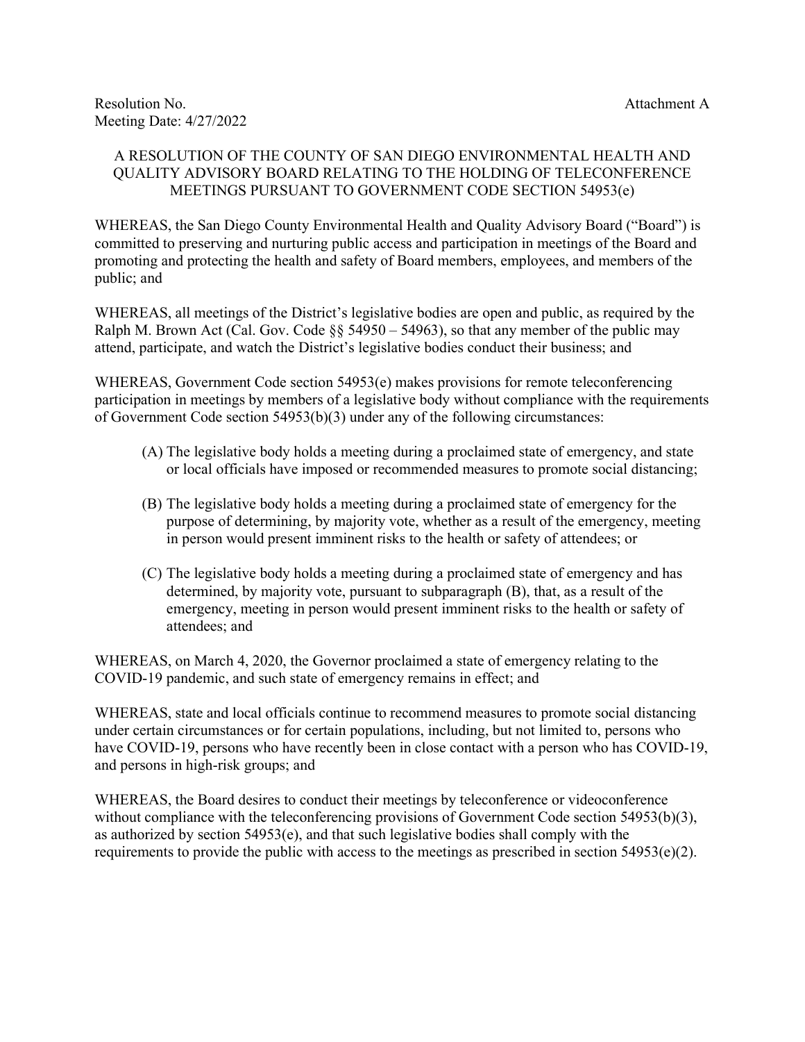Resolution No. Attachment A
Meeting Date: 4/27/2022

A RESOLUTION OF THE COUNTY OF SAN DIEGO ENVIRONMENTAL HEALTH AND QUALITY ADVISORY BOARD RELATING TO THE HOLDING OF TELECONFERENCE MEETINGS PURSUANT TO GOVERNMENT CODE SECTION 54953(e)

WHEREAS, the San Diego County Environmental Health and Quality Advisory Board ("Board") is committed to preserving and nurturing public access and participation in meetings of the Board and promoting and protecting the health and safety of Board members, employees, and members of the public; and

WHEREAS, all meetings of the District's legislative bodies are open and public, as required by the Ralph M. Brown Act (Cal. Gov. Code §§ 54950 – 54963), so that any member of the public may attend, participate, and watch the District's legislative bodies conduct their business; and

WHEREAS, Government Code section 54953(e) makes provisions for remote teleconferencing participation in meetings by members of a legislative body without compliance with the requirements of Government Code section 54953(b)(3) under any of the following circumstances:

(A) The legislative body holds a meeting during a proclaimed state of emergency, and state or local officials have imposed or recommended measures to promote social distancing;

(B) The legislative body holds a meeting during a proclaimed state of emergency for the purpose of determining, by majority vote, whether as a result of the emergency, meeting in person would present imminent risks to the health or safety of attendees; or

(C) The legislative body holds a meeting during a proclaimed state of emergency and has determined, by majority vote, pursuant to subparagraph (B), that, as a result of the emergency, meeting in person would present imminent risks to the health or safety of attendees; and

WHEREAS, on March 4, 2020, the Governor proclaimed a state of emergency relating to the COVID-19 pandemic, and such state of emergency remains in effect; and

WHEREAS, state and local officials continue to recommend measures to promote social distancing under certain circumstances or for certain populations, including, but not limited to, persons who have COVID-19, persons who have recently been in close contact with a person who has COVID-19, and persons in high-risk groups; and

WHEREAS, the Board desires to conduct their meetings by teleconference or videoconference without compliance with the teleconferencing provisions of Government Code section 54953(b)(3), as authorized by section 54953(e), and that such legislative bodies shall comply with the requirements to provide the public with access to the meetings as prescribed in section 54953(e)(2).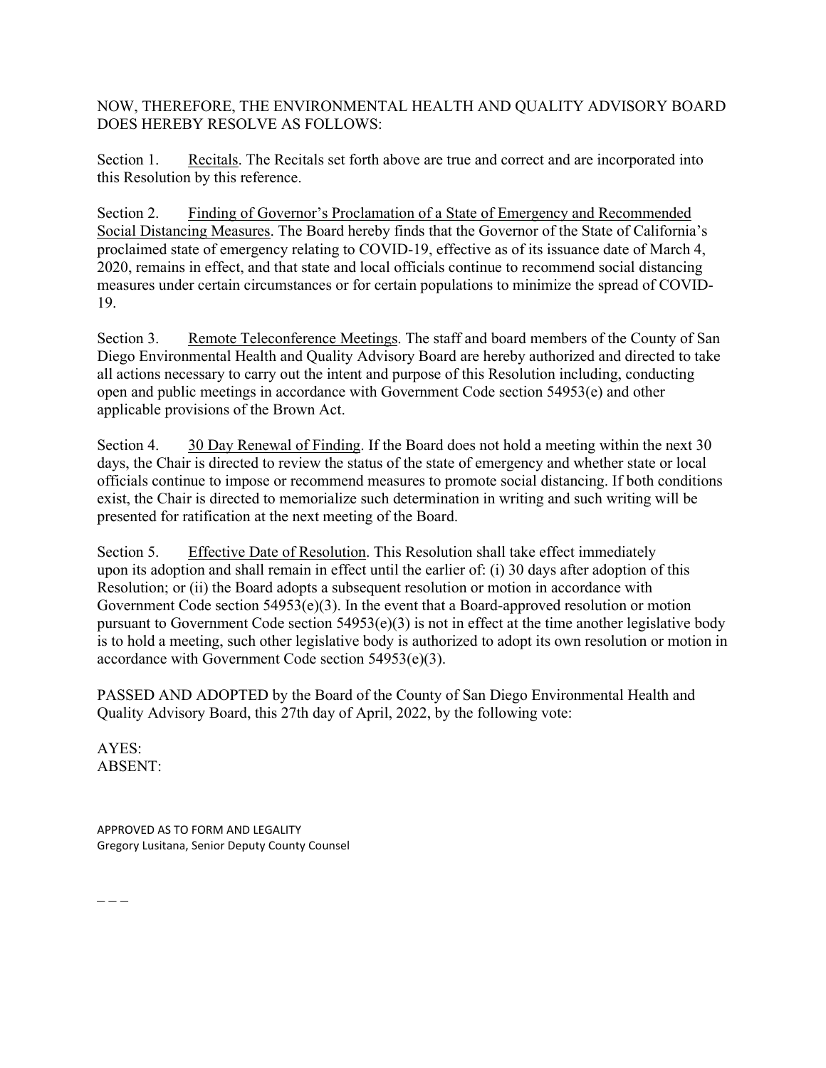NOW, THEREFORE, THE ENVIRONMENTAL HEALTH AND QUALITY ADVISORY BOARD DOES HEREBY RESOLVE AS FOLLOWS:

Section 1. Recitals. The Recitals set forth above are true and correct and are incorporated into this Resolution by this reference.

Section 2. Finding of Governor's Proclamation of a State of Emergency and Recommended Social Distancing Measures. The Board hereby finds that the Governor of the State of California's proclaimed state of emergency relating to COVID-19, effective as of its issuance date of March 4, 2020, remains in effect, and that state and local officials continue to recommend social distancing measures under certain circumstances or for certain populations to minimize the spread of COVID-19.

Section 3. Remote Teleconference Meetings. The staff and board members of the County of San Diego Environmental Health and Quality Advisory Board are hereby authorized and directed to take all actions necessary to carry out the intent and purpose of this Resolution including, conducting open and public meetings in accordance with Government Code section 54953(e) and other applicable provisions of the Brown Act.

Section 4. 30 Day Renewal of Finding. If the Board does not hold a meeting within the next 30 days, the Chair is directed to review the status of the state of emergency and whether state or local officials continue to impose or recommend measures to promote social distancing. If both conditions exist, the Chair is directed to memorialize such determination in writing and such writing will be presented for ratification at the next meeting of the Board.

Section 5. Effective Date of Resolution. This Resolution shall take effect immediately upon its adoption and shall remain in effect until the earlier of: (i) 30 days after adoption of this Resolution; or (ii) the Board adopts a subsequent resolution or motion in accordance with Government Code section 54953(e)(3). In the event that a Board-approved resolution or motion pursuant to Government Code section 54953(e)(3) is not in effect at the time another legislative body is to hold a meeting, such other legislative body is authorized to adopt its own resolution or motion in accordance with Government Code section 54953(e)(3).

PASSED AND ADOPTED by the Board of the County of San Diego Environmental Health and Quality Advisory Board, this 27th day of April, 2022, by the following vote:

AYES:
ABSENT:

APPROVED AS TO FORM AND LEGALITY
Gregory Lusitana, Senior Deputy County Counsel

_ _ _